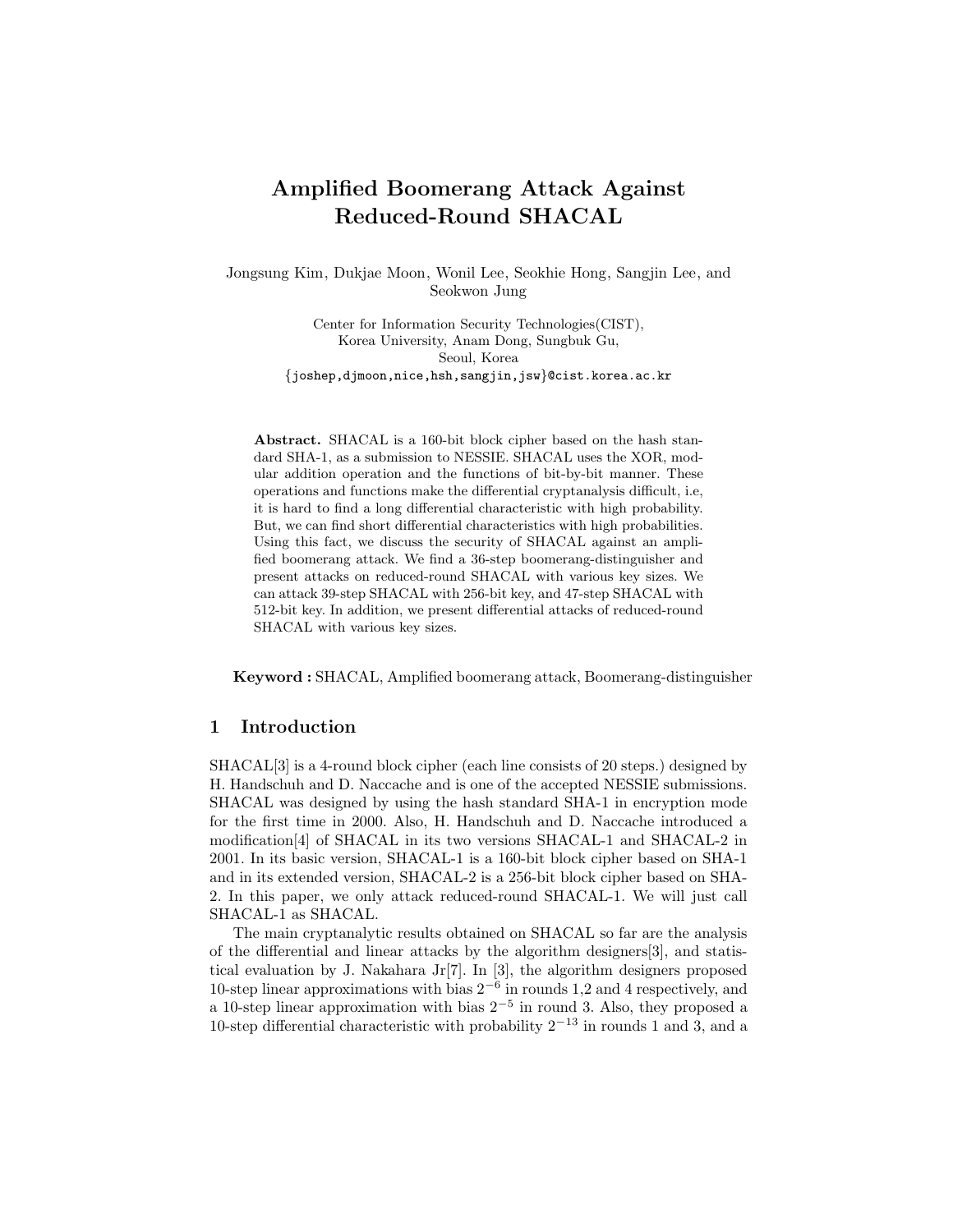# Amplified Boomerang Attack Against Reduced-Round SHACAL

Jongsung Kim, Dukjae Moon, Wonil Lee, Seokhie Hong, Sangjin Lee, and Seokwon Jung

Center for Information Security Technologies(CIST),
Korea University, Anam Dong, Sungbuk Gu,
Seoul, Korea
{joshep,djmoon,nice,hsh,sangjin,jsw}@cist.korea.ac.kr

**Abstract.** SHACAL is a 160-bit block cipher based on the hash standard SHA-1, as a submission to NESSIE. SHACAL uses the XOR, modular addition operation and the functions of bit-by-bit manner. These operations and functions make the differential cryptanalysis difficult, i.e, it is hard to find a long differential characteristic with high probability. But, we can find short differential characteristics with high probabilities. Using this fact, we discuss the security of SHACAL against an amplified boomerang attack. We find a 36-step boomerang-distinguisher and present attacks on reduced-round SHACAL with various key sizes. We can attack 39-step SHACAL with 256-bit key, and 47-step SHACAL with 512-bit key. In addition, we present differential attacks of reduced-round SHACAL with various key sizes.

**Keyword :** SHACAL, Amplified boomerang attack, Boomerang-distinguisher

## 1 Introduction

SHACAL[3] is a 4-round block cipher (each line consists of 20 steps.) designed by H. Handschuh and D. Naccache and is one of the accepted NESSIE submissions. SHACAL was designed by using the hash standard SHA-1 in encryption mode for the first time in 2000. Also, H. Handschuh and D. Naccache introduced a modification[4] of SHACAL in its two versions SHACAL-1 and SHACAL-2 in 2001. In its basic version, SHACAL-1 is a 160-bit block cipher based on SHA-1 and in its extended version, SHACAL-2 is a 256-bit block cipher based on SHA-2. In this paper, we only attack reduced-round SHACAL-1. We will just call SHACAL-1 as SHACAL.

The main cryptanalytic results obtained on SHACAL so far are the analysis of the differential and linear attacks by the algorithm designers[3], and statistical evaluation by J. Nakahara Jr[7]. In [3], the algorithm designers proposed 10-step linear approximations with bias $2^{-6}$ in rounds 1,2 and 4 respectively, and a 10-step linear approximation with bias $2^{-5}$ in round 3. Also, they proposed a 10-step differential characteristic with probability $2^{-13}$ in rounds 1 and 3, and a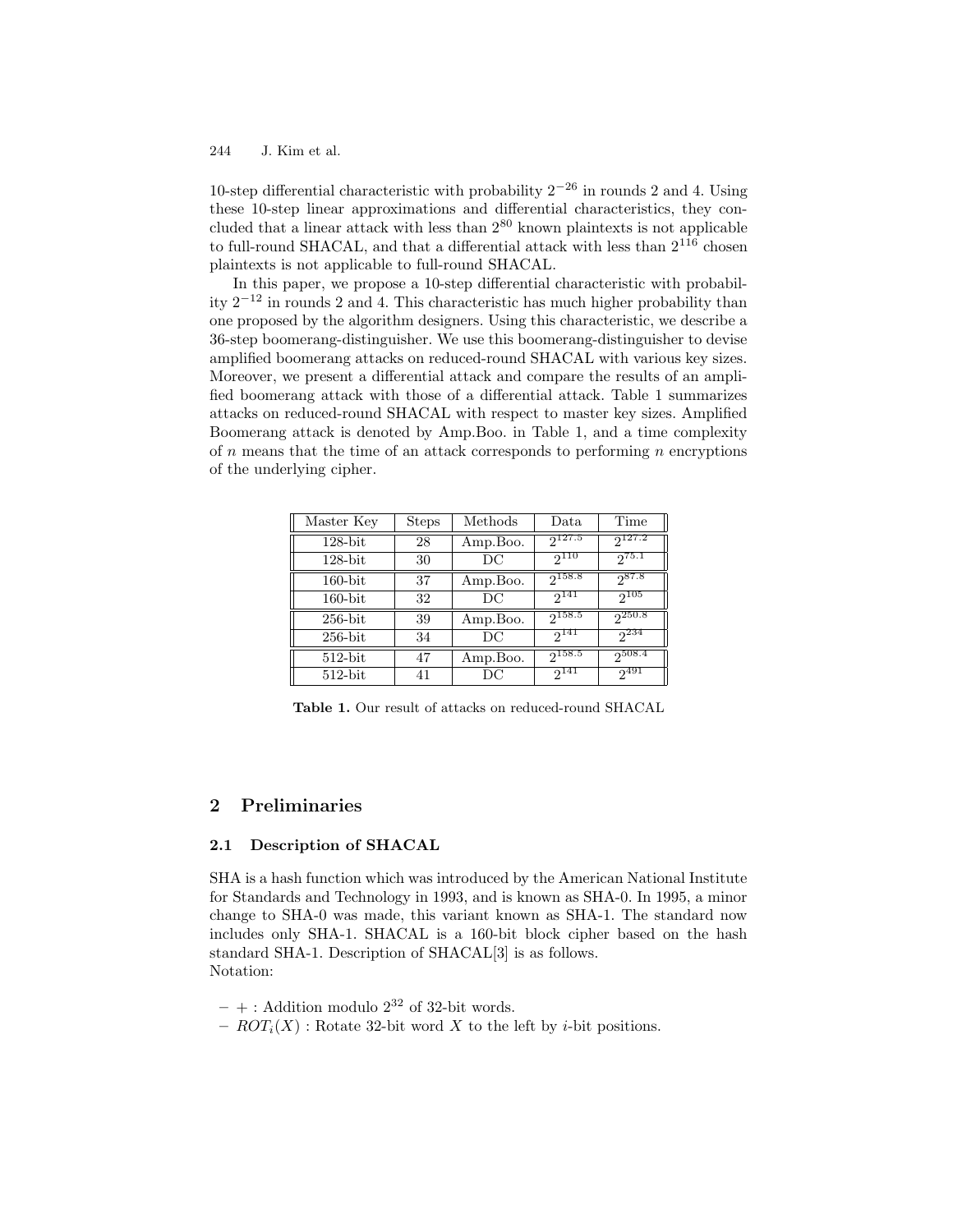10-step differential characteristic with probability $2^{-26}$ in rounds 2 and 4. Using these 10-step linear approximations and differential characteristics, they concluded that a linear attack with less than $2^{80}$ known plaintexts is not applicable to full-round SHACAL, and that a differential attack with less than $2^{116}$ chosen plaintexts is not applicable to full-round SHACAL.

In this paper, we propose a 10-step differential characteristic with probability $2^{-12}$ in rounds 2 and 4. This characteristic has much higher probability than one proposed by the algorithm designers. Using this characteristic, we describe a 36-step boomerang-distinguisher. We use this boomerang-distinguisher to devise amplified boomerang attacks on reduced-round SHACAL with various key sizes. Moreover, we present a differential attack and compare the results of an amplified boomerang attack with those of a differential attack. Table 1 summarizes attacks on reduced-round SHACAL with respect to master key sizes. Amplified Boomerang attack is denoted by Amp.Boo. in Table 1, and a time complexity of $n$ means that the time of an attack corresponds to performing $n$ encryptions of the underlying cipher.

| Master Key | Steps | Methods | Data | Time |
|---|---|---|---|---|
| 128-bit | 28 | Amp.Boo. | $2^{127.5}$ | $2^{127.2}$ |
| 128-bit | 30 | DC | $2^{110}$ | $2^{75.1}$ |
| 160-bit | 37 | Amp.Boo. | $2^{158.8}$ | $2^{87.8}$ |
| 160-bit | 32 | DC | $2^{141}$ | $2^{105}$ |
| 256-bit | 39 | Amp.Boo. | $2^{158.5}$ | $2^{250.8}$ |
| 256-bit | 34 | DC | $2^{141}$ | $2^{234}$ |
| 512-bit | 47 | Amp.Boo. | $2^{158.5}$ | $2^{508.4}$ |
| 512-bit | 41 | DC | $2^{141}$ | $2^{491}$ |

**Table 1.** Our result of attacks on reduced-round SHACAL

## 2 Preliminaries

### 2.1 Description of SHACAL

SHA is a hash function which was introduced by the American National Institute for Standards and Technology in 1993, and is known as SHA-0. In 1995, a minor change to SHA-0 was made, this variant known as SHA-1. The standard now includes only SHA-1. SHACAL is a 160-bit block cipher based on the hash standard SHA-1. Description of SHACAL[3] is as follows.
Notation:

- $+$ : Addition modulo $2^{32}$ of 32-bit words.
- $ROT_i(X)$ : Rotate 32-bit word $X$ to the left by $i$-bit positions.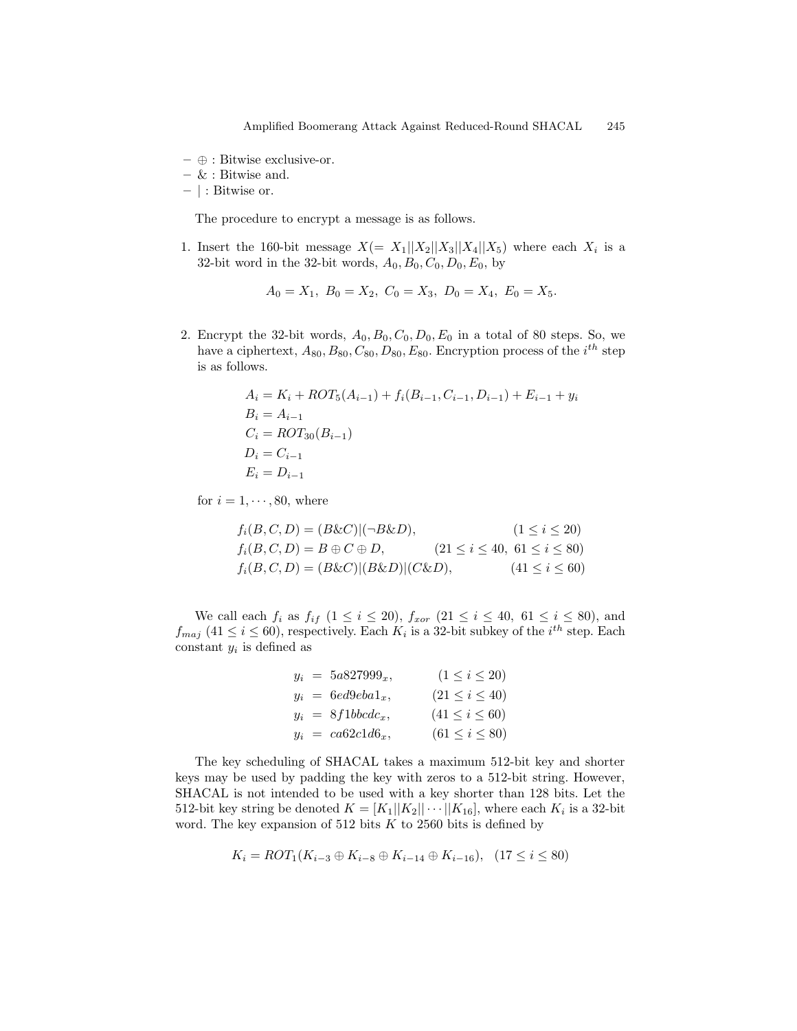- $\oplus$ : Bitwise exclusive-or.
- & : Bitwise and.
- | : Bitwise or.

The procedure to encrypt a message is as follows.

1. Insert the 160-bit message $X(= X_1||X_2||X_3||X_4||X_5)$ where each $X_i$ is a 32-bit word in the 32-bit words, $A_0, B_0, C_0, D_0, E_0$, by

$$A_0 = X_1,\ B_0 = X_2,\ C_0 = X_3,\ D_0 = X_4,\ E_0 = X_5.$$

2. Encrypt the 32-bit words, $A_0, B_0, C_0, D_0, E_0$ in a total of 80 steps. So, we have a ciphertext, $A_{80}, B_{80}, C_{80}, D_{80}, E_{80}$. Encryption process of the $i^{th}$ step is as follows.

$$\begin{aligned}
A_i &= K_i + ROT_5(A_{i-1}) + f_i(B_{i-1}, C_{i-1}, D_{i-1}) + E_{i-1} + y_i \\
B_i &= A_{i-1} \\
C_i &= ROT_{30}(B_{i-1}) \\
D_i &= C_{i-1} \\
E_i &= D_{i-1}
\end{aligned}$$

for $i = 1, \cdots, 80$, where

$$\begin{aligned}
f_i(B, C, D) &= (B\&C)|(\neg B\&D), && (1 \le i \le 20) \\
f_i(B, C, D) &= B \oplus C \oplus D, && (21 \le i \le 40,\ 61 \le i \le 80) \\
f_i(B, C, D) &= (B\&C)|(B\&D)|(C\&D), && (41 \le i \le 60)
\end{aligned}$$

We call each $f_i$ as $f_{if}$ $(1 \le i \le 20)$, $f_{xor}$ $(21 \le i \le 40,\ 61 \le i \le 80)$, and $f_{maj}$ $(41 \le i \le 60)$, respectively. Each $K_i$ is a 32-bit subkey of the $i^{th}$ step. Each constant $y_i$ is defined as

$$\begin{aligned}
y_i &= 5a827999_x, && (1 \le i \le 20) \\
y_i &= 6ed9eba1_x, && (21 \le i \le 40) \\
y_i &= 8f1bbcdc_x, && (41 \le i \le 60) \\
y_i &= ca62c1d6_x, && (61 \le i \le 80)
\end{aligned}$$

The key scheduling of SHACAL takes a maximum 512-bit key and shorter keys may be used by padding the key with zeros to a 512-bit string. However, SHACAL is not intended to be used with a key shorter than 128 bits. Let the 512-bit key string be denoted $K = [K_1||K_2|| \cdots ||K_{16}]$, where each $K_i$ is a 32-bit word. The key expansion of 512 bits $K$ to 2560 bits is defined by

$$K_i = ROT_1(K_{i-3} \oplus K_{i-8} \oplus K_{i-14} \oplus K_{i-16}),\quad (17 \le i \le 80)$$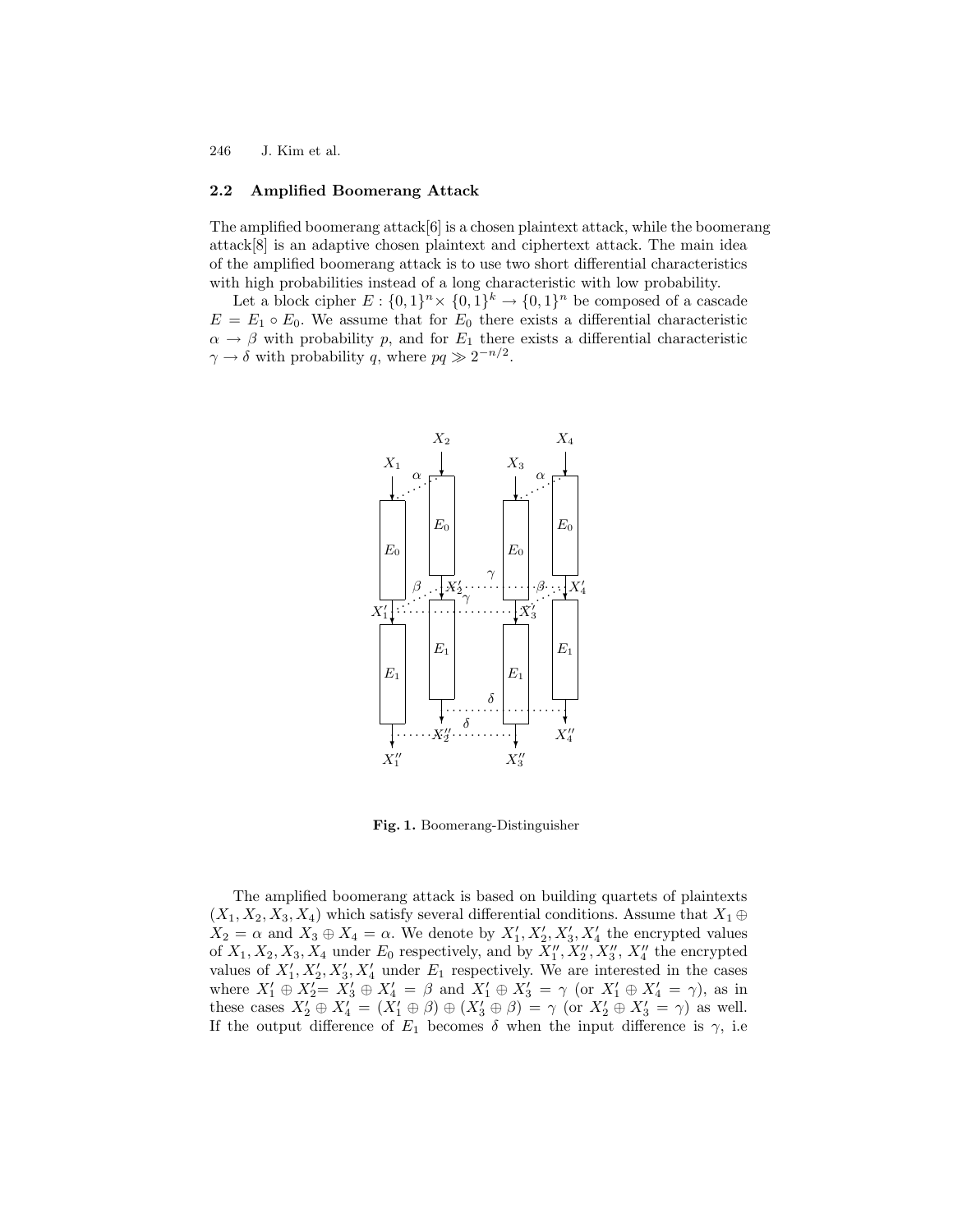### 2.2 Amplified Boomerang Attack

The amplified boomerang attack[6] is a chosen plaintext attack, while the boomerang attack[8] is an adaptive chosen plaintext and ciphertext attack. The main idea of the amplified boomerang attack is to use two short differential characteristics with high probabilities instead of a long characteristic with low probability.

Let a block cipher $E : \{0,1\}^n \times \{0,1\}^k \rightarrow \{0,1\}^n$ be composed of a cascade $E = E_1 \circ E_0$. We assume that for $E_0$ there exists a differential characteristic $\alpha \rightarrow \beta$ with probability $p$, and for $E_1$ there exists a differential characteristic $\gamma \rightarrow \delta$ with probability $q$, where $pq \gg 2^{-n/2}$.

**Fig. 1.** Boomerang-Distinguisher

The amplified boomerang attack is based on building quartets of plaintexts $(X_1, X_2, X_3, X_4)$ which satisfy several differential conditions. Assume that $X_1 \oplus X_2 = \alpha$ and $X_3 \oplus X_4 = \alpha$. We denote by $X_1', X_2', X_3', X_4'$ the encrypted values of $X_1, X_2, X_3, X_4$ under $E_0$ respectively, and by $X_1'', X_2'', X_3'', X_4''$ the encrypted values of $X_1', X_2', X_3', X_4'$ under $E_1$ respectively. We are interested in the cases where $X_1' \oplus X_2' = X_3' \oplus X_4' = \beta$ and $X_1' \oplus X_3' = \gamma$ (or $X_1' \oplus X_4' = \gamma$), as in these cases $X_2' \oplus X_4' = (X_1' \oplus \beta) \oplus (X_3' \oplus \beta) = \gamma$ (or $X_2' \oplus X_3' = \gamma$) as well. If the output difference of $E_1$ becomes $\delta$ when the input difference is $\gamma$, i.e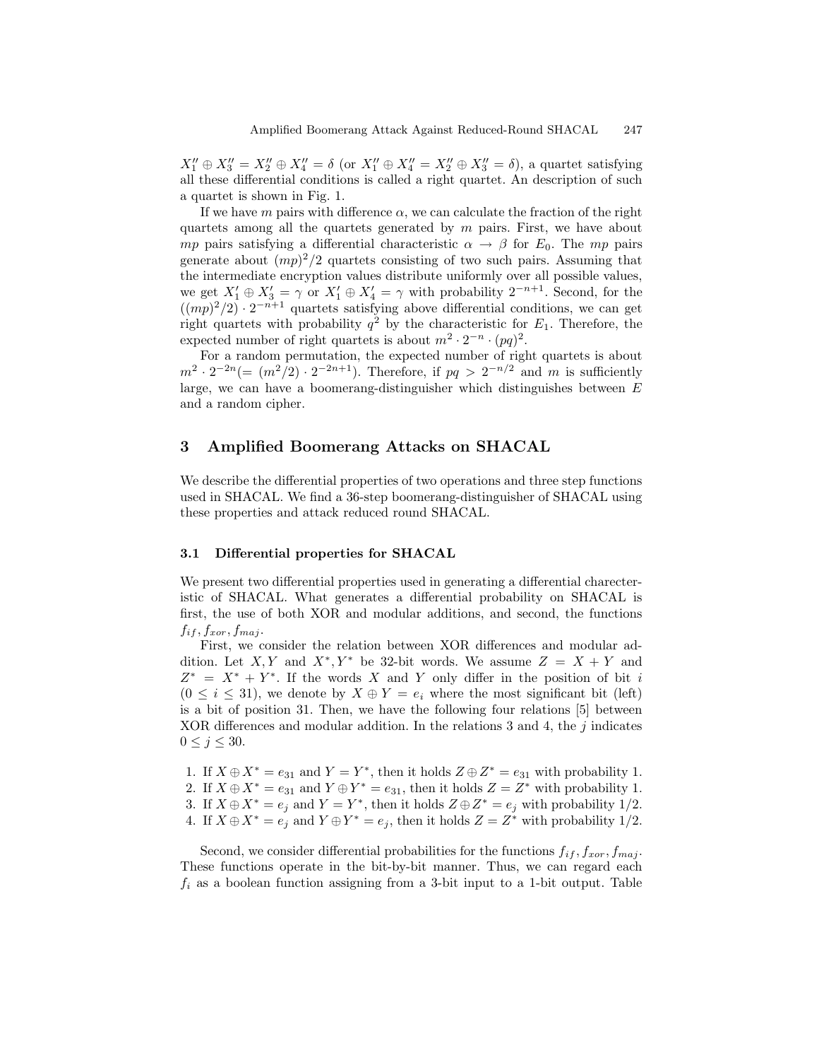$X_1'' \oplus X_3'' = X_2'' \oplus X_4'' = \delta$ (or $X_1'' \oplus X_4'' = X_2'' \oplus X_3'' = \delta$), a quartet satisfying all these differential conditions is called a right quartet. An description of such a quartet is shown in Fig. 1.

If we have $m$ pairs with difference $\alpha$, we can calculate the fraction of the right quartets among all the quartets generated by $m$ pairs. First, we have about $mp$ pairs satisfying a differential characteristic $\alpha \rightarrow \beta$ for $E_0$. The $mp$ pairs generate about $(mp)^2/2$ quartets consisting of two such pairs. Assuming that the intermediate encryption values distribute uniformly over all possible values, we get $X_1' \oplus X_3' = \gamma$ or $X_1' \oplus X_4' = \gamma$ with probability $2^{-n+1}$. Second, for the $((mp)^2/2) \cdot 2^{-n+1}$ quartets satisfying above differential conditions, we can get right quartets with probability $q^2$ by the characteristic for $E_1$. Therefore, the expected number of right quartets is about $m^2 \cdot 2^{-n} \cdot (pq)^2$.

For a random permutation, the expected number of right quartets is about $m^2 \cdot 2^{-2n} (= (m^2/2) \cdot 2^{-2n+1})$. Therefore, if $pq > 2^{-n/2}$ and $m$ is sufficiently large, we can have a boomerang-distinguisher which distinguishes between $E$ and a random cipher.

## 3 Amplified Boomerang Attacks on SHACAL

We describe the differential properties of two operations and three step functions used in SHACAL. We find a 36-step boomerang-distinguisher of SHACAL using these properties and attack reduced round SHACAL.

### 3.1 Differential properties for SHACAL

We present two differential properties used in generating a differential charecteristic of SHACAL. What generates a differential probability on SHACAL is first, the use of both XOR and modular additions, and second, the functions $f_{if}, f_{xor}, f_{maj}$.

First, we consider the relation between XOR differences and modular addition. Let $X, Y$ and $X^*, Y^*$ be 32-bit words. We assume $Z = X + Y$ and $Z^* = X^* + Y^*$. If the words $X$ and $Y$ only differ in the position of bit $i$ $(0 \leq i \leq 31)$, we denote by $X \oplus Y = e_i$ where the most significant bit (left) is a bit of position 31. Then, we have the following four relations [5] between XOR differences and modular addition. In the relations 3 and 4, the $j$ indicates $0 \leq j \leq 30$.

1. If $X \oplus X^* = e_{31}$ and $Y = Y^*$, then it holds $Z \oplus Z^* = e_{31}$ with probability 1.
2. If $X \oplus X^* = e_{31}$ and $Y \oplus Y^* = e_{31}$, then it holds $Z = Z^*$ with probability 1.
3. If $X \oplus X^* = e_j$ and $Y = Y^*$, then it holds $Z \oplus Z^* = e_j$ with probability 1/2.
4. If $X \oplus X^* = e_j$ and $Y \oplus Y^* = e_j$, then it holds $Z = Z^*$ with probability 1/2.

Second, we consider differential probabilities for the functions $f_{if}, f_{xor}, f_{maj}$. These functions operate in the bit-by-bit manner. Thus, we can regard each $f_i$ as a boolean function assigning from a 3-bit input to a 1-bit output. Table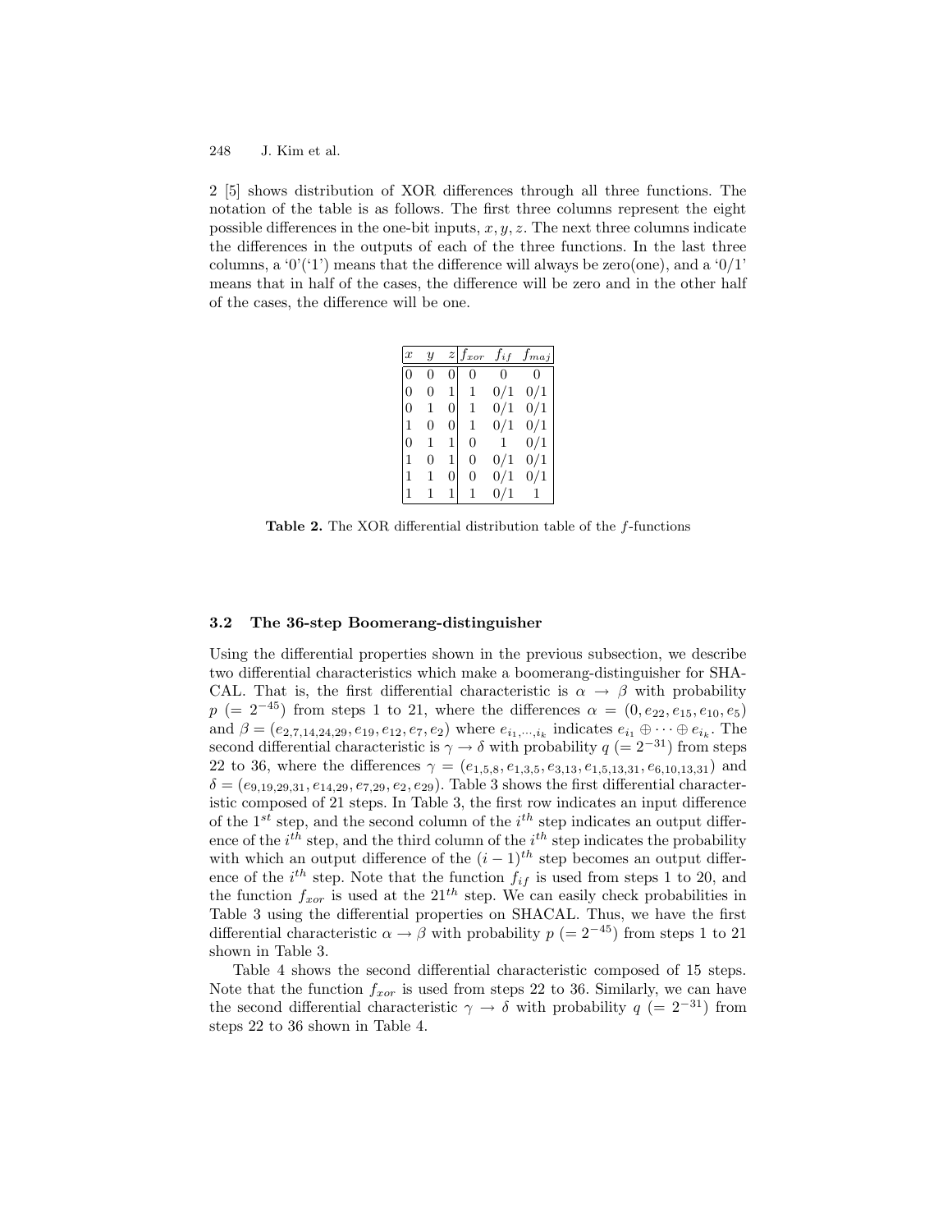2 [5] shows distribution of XOR differences through all three functions. The notation of the table is as follows. The first three columns represent the eight possible differences in the one-bit inputs, $x, y, z$. The next three columns indicate the differences in the outputs of each of the three functions. In the last three columns, a '0'('1') means that the difference will always be zero(one), and a '0/1' means that in half of the cases, the difference will be zero and in the other half of the cases, the difference will be one.

| $x$ | $y$ | $z$ | $f_{xor}$ | $f_{if}$ | $f_{maj}$ |
|---|---|---|---|---|---|
| 0 | 0 | 0 | 0 | 0 | 0 |
| 0 | 0 | 1 | 1 | 0/1 | 0/1 |
| 0 | 1 | 0 | 1 | 0/1 | 0/1 |
| 1 | 0 | 0 | 1 | 0/1 | 0/1 |
| 0 | 1 | 1 | 0 | 1 | 0/1 |
| 1 | 0 | 1 | 0 | 0/1 | 0/1 |
| 1 | 1 | 0 | 0 | 0/1 | 0/1 |
| 1 | 1 | 1 | 1 | 0/1 | 1 |

**Table 2.** The XOR differential distribution table of the $f$-functions

### 3.2 The 36-step Boomerang-distinguisher

Using the differential properties shown in the previous subsection, we describe two differential characteristics which make a boomerang-distinguisher for SHACAL. That is, the first differential characteristic is $\alpha \to \beta$ with probability $p$ $(= 2^{-45})$ from steps 1 to 21, where the differences $\alpha = (0, e_{22}, e_{15}, e_{10}, e_5)$ and $\beta = (e_{2,7,14,24,29}, e_{19}, e_{12}, e_7, e_2)$ where $e_{i_1,\cdots,i_k}$ indicates $e_{i_1} \oplus \cdots \oplus e_{i_k}$. The second differential characteristic is $\gamma \to \delta$ with probability $q$ $(= 2^{-31})$ from steps 22 to 36, where the differences $\gamma = (e_{1,5,8}, e_{1,3,5}, e_{3,13}, e_{1,5,13,31}, e_{6,10,13,31})$ and $\delta = (e_{9,19,29,31}, e_{14,29}, e_{7,29}, e_2, e_{29})$. Table 3 shows the first differential characteristic composed of 21 steps. In Table 3, the first row indicates an input difference of the $1^{st}$ step, and the second column of the $i^{th}$ step indicates an output difference of the $i^{th}$ step, and the third column of the $i^{th}$ step indicates the probability with which an output difference of the $(i-1)^{th}$ step becomes an output difference of the $i^{th}$ step. Note that the function $f_{if}$ is used from steps 1 to 20, and the function $f_{xor}$ is used at the $21^{th}$ step. We can easily check probabilities in Table 3 using the differential properties on SHACAL. Thus, we have the first differential characteristic $\alpha \to \beta$ with probability $p$ $(= 2^{-45})$ from steps 1 to 21 shown in Table 3.

Table 4 shows the second differential characteristic composed of 15 steps. Note that the function $f_{xor}$ is used from steps 22 to 36. Similarly, we can have the second differential characteristic $\gamma \to \delta$ with probability $q$ $(= 2^{-31})$ from steps 22 to 36 shown in Table 4.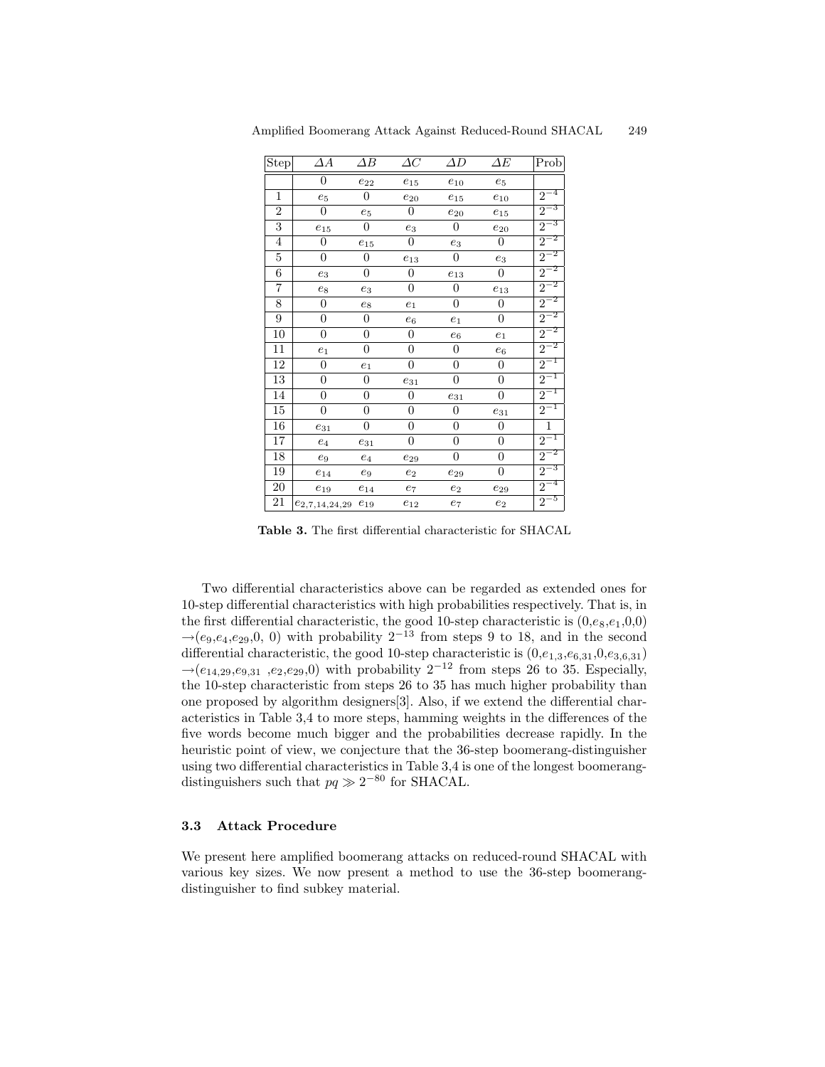| Step | $\Delta A$ | $\Delta B$ | $\Delta C$ | $\Delta D$ | $\Delta E$ | Prob |
|---|---|---|---|---|---|---|
| | $0$ | $e_{22}$ | $e_{15}$ | $e_{10}$ | $e_5$ | |
| 1 | $e_5$ | $0$ | $e_{20}$ | $e_{15}$ | $e_{10}$ | $2^{-4}$ |
| 2 | $0$ | $e_5$ | $0$ | $e_{20}$ | $e_{15}$ | $2^{-3}$ |
| 3 | $e_{15}$ | $0$ | $e_3$ | $0$ | $e_{20}$ | $2^{-3}$ |
| 4 | $0$ | $e_{15}$ | $0$ | $e_3$ | $0$ | $2^{-2}$ |
| 5 | $0$ | $0$ | $e_{13}$ | $0$ | $e_3$ | $2^{-2}$ |
| 6 | $e_3$ | $0$ | $0$ | $e_{13}$ | $0$ | $2^{-2}$ |
| 7 | $e_8$ | $e_3$ | $0$ | $0$ | $e_{13}$ | $2^{-2}$ |
| 8 | $0$ | $e_8$ | $e_1$ | $0$ | $0$ | $2^{-2}$ |
| 9 | $0$ | $0$ | $e_6$ | $e_1$ | $0$ | $2^{-2}$ |
| 10 | $0$ | $0$ | $0$ | $e_6$ | $e_1$ | $2^{-2}$ |
| 11 | $e_1$ | $0$ | $0$ | $0$ | $e_6$ | $2^{-2}$ |
| 12 | $0$ | $e_1$ | $0$ | $0$ | $0$ | $2^{-1}$ |
| 13 | $0$ | $0$ | $e_{31}$ | $0$ | $0$ | $2^{-1}$ |
| 14 | $0$ | $0$ | $0$ | $e_{31}$ | $0$ | $2^{-1}$ |
| 15 | $0$ | $0$ | $0$ | $0$ | $e_{31}$ | $2^{-1}$ |
| 16 | $e_{31}$ | $0$ | $0$ | $0$ | $0$ | $1$ |
| 17 | $e_4$ | $e_{31}$ | $0$ | $0$ | $0$ | $2^{-1}$ |
| 18 | $e_9$ | $e_4$ | $e_{29}$ | $0$ | $0$ | $2^{-2}$ |
| 19 | $e_{14}$ | $e_9$ | $e_2$ | $e_{29}$ | $0$ | $2^{-3}$ |
| 20 | $e_{19}$ | $e_{14}$ | $e_7$ | $e_2$ | $e_{29}$ | $2^{-4}$ |
| 21 | $e_{2,7,14,24,29}$ | $e_{19}$ | $e_{12}$ | $e_7$ | $e_2$ | $2^{-5}$ |

**Table 3.** The first differential characteristic for SHACAL

Two differential characteristics above can be regarded as extended ones for 10-step differential characteristics with high probabilities respectively. That is, in the first differential characteristic, the good 10-step characteristic is $(0,e_8,e_1,0,0) \rightarrow (e_9,e_4,e_{29},0,0)$ with probability $2^{-13}$ from steps 9 to 18, and in the second differential characteristic, the good 10-step characteristic is $(0,e_{1,3},e_{6,31},0,e_{3,6,31}) \rightarrow (e_{14,29},e_{9,31},e_2,e_{29},0)$ with probability $2^{-12}$ from steps 26 to 35. Especially, the 10-step characteristic from steps 26 to 35 has much higher probability than one proposed by algorithm designers[3]. Also, if we extend the differential characteristics in Table 3,4 to more steps, hamming weights in the differences of the five words become much bigger and the probabilities decrease rapidly. In the heuristic point of view, we conjecture that the 36-step boomerang-distinguisher using two differential characteristics in Table 3,4 is one of the longest boomerang-distinguishers such that $pq \gg 2^{-80}$ for SHACAL.

### 3.3 Attack Procedure

We present here amplified boomerang attacks on reduced-round SHACAL with various key sizes. We now present a method to use the 36-step boomerang-distinguisher to find subkey material.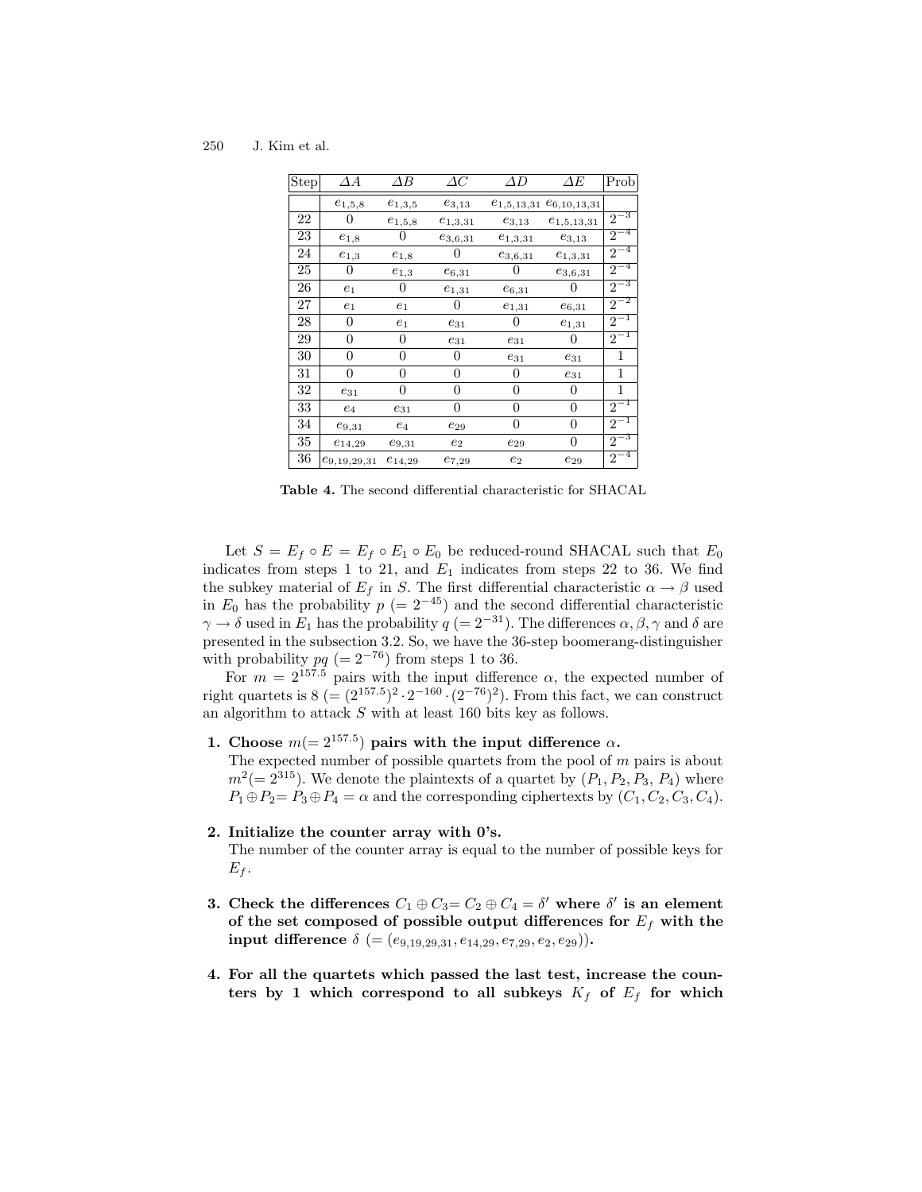| Step | $\Delta A$ | $\Delta B$ | $\Delta C$ | $\Delta D$ | $\Delta E$ | Prob |
|---|---|---|---|---|---|---|
| | $e_{1,5,8}$ | $e_{1,3,5}$ | $e_{3,13}$ | $e_{1,5,13,31}$ | $e_{6,10,13,31}$ | |
| 22 | 0 | $e_{1,5,8}$ | $e_{1,3,31}$ | $e_{3,13}$ | $e_{1,5,13,31}$ | $2^{-3}$ |
| 23 | $e_{1,8}$ | 0 | $e_{3,6,31}$ | $e_{1,3,31}$ | $e_{3,13}$ | $2^{-4}$ |
| 24 | $e_{1,3}$ | $e_{1,8}$ | 0 | $e_{3,6,31}$ | $e_{1,3,31}$ | $2^{-4}$ |
| 25 | 0 | $e_{1,3}$ | $e_{6,31}$ | 0 | $e_{3,6,31}$ | $2^{-4}$ |
| 26 | $e_1$ | 0 | $e_{1,31}$ | $e_{6,31}$ | 0 | $2^{-3}$ |
| 27 | $e_1$ | $e_1$ | 0 | $e_{1,31}$ | $e_{6,31}$ | $2^{-2}$ |
| 28 | 0 | $e_1$ | $e_{31}$ | 0 | $e_{1,31}$ | $2^{-1}$ |
| 29 | 0 | 0 | $e_{31}$ | $e_{31}$ | 0 | $2^{-1}$ |
| 30 | 0 | 0 | 0 | $e_{31}$ | $e_{31}$ | 1 |
| 31 | 0 | 0 | 0 | 0 | $e_{31}$ | 1 |
| 32 | $e_{31}$ | 0 | 0 | 0 | 0 | 1 |
| 33 | $e_4$ | $e_{31}$ | 0 | 0 | 0 | $2^{-1}$ |
| 34 | $e_{9,31}$ | $e_4$ | $e_{29}$ | 0 | 0 | $2^{-1}$ |
| 35 | $e_{14,29}$ | $e_{9,31}$ | $e_2$ | $e_{29}$ | 0 | $2^{-3}$ |
| 36 | $e_{9,19,29,31}$ | $e_{14,29}$ | $e_{7,29}$ | $e_2$ | $e_{29}$ | $2^{-4}$ |

**Table 4.** The second differential characteristic for SHACAL

Let $S = E_f \circ E = E_f \circ E_1 \circ E_0$ be reduced-round SHACAL such that $E_0$ indicates from steps 1 to 21, and $E_1$ indicates from steps 22 to 36. We find the subkey material of $E_f$ in $S$. The first differential characteristic $\alpha \to \beta$ used in $E_0$ has the probability $p$ $(= 2^{-45})$ and the second differential characteristic $\gamma \to \delta$ used in $E_1$ has the probability $q$ $(= 2^{-31})$. The differences $\alpha, \beta, \gamma$ and $\delta$ are presented in the subsection 3.2. So, we have the 36-step boomerang-distinguisher with probability $pq$ $(= 2^{-76})$ from steps 1 to 36.

For $m = 2^{157.5}$ pairs with the input difference $\alpha$, the expected number of right quartets is 8 $(= (2^{157.5})^2 \cdot 2^{-160} \cdot (2^{-76})^2)$. From this fact, we can construct an algorithm to attack $S$ with at least 160 bits key as follows.

1. **Choose $m(= 2^{157.5})$ pairs with the input difference $\alpha$.**
   The expected number of possible quartets from the pool of $m$ pairs is about $m^2(= 2^{315})$. We denote the plaintexts of a quartet by $(P_1, P_2, P_3, P_4)$ where $P_1 \oplus P_2 = P_3 \oplus P_4 = \alpha$ and the corresponding ciphertexts by $(C_1, C_2, C_3, C_4)$.

2. **Initialize the counter array with 0's.**
   The number of the counter array is equal to the number of possible keys for $E_f$.

3. **Check the differences $C_1 \oplus C_3 = C_2 \oplus C_4 = \delta'$ where $\delta'$ is an element of the set composed of possible output differences for $E_f$ with the input difference $\delta$ $(= (e_{9,19,29,31}, e_{14,29}, e_{7,29}, e_2, e_{29}))$.**

4. **For all the quartets which passed the last test, increase the counters by 1 which correspond to all subkeys $K_f$ of $E_f$ for which**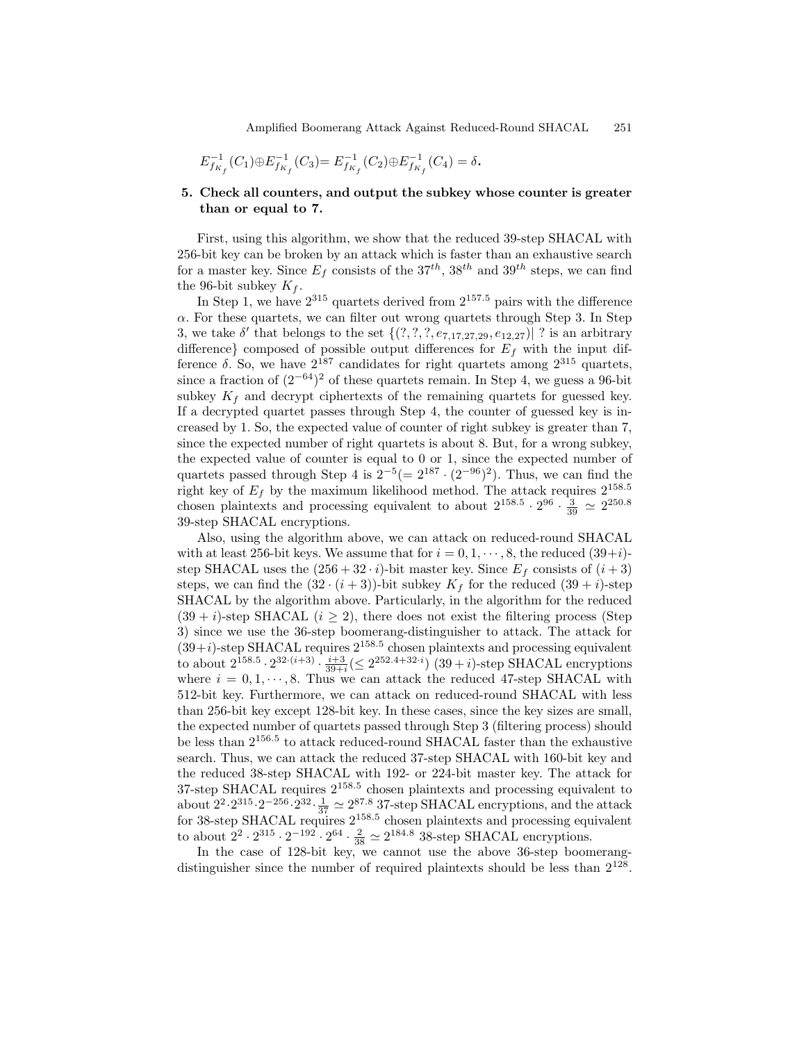$E^{-1}_{f_{K_f}}(C_1) \oplus E^{-1}_{f_{K_f}}(C_3) = E^{-1}_{f_{K_f}}(C_2) \oplus E^{-1}_{f_{K_f}}(C_4) = \delta$.

**5. Check all counters, and output the subkey whose counter is greater than or equal to 7.**

First, using this algorithm, we show that the reduced 39-step SHACAL with 256-bit key can be broken by an attack which is faster than an exhaustive search for a master key. Since $E_f$ consists of the $37^{th}$, $38^{th}$ and $39^{th}$ steps, we can find the 96-bit subkey $K_f$.

In Step 1, we have $2^{315}$ quartets derived from $2^{157.5}$ pairs with the difference $\alpha$. For these quartets, we can filter out wrong quartets through Step 3. In Step 3, we take $\delta'$ that belongs to the set $\{(?, ?, ?, e_{7,17,27,29}, e_{12,27})|$ ? is an arbitrary difference$\}$ composed of possible output differences for $E_f$ with the input difference $\delta$. So, we have $2^{187}$ candidates for right quartets among $2^{315}$ quartets, since a fraction of $(2^{-64})^2$ of these quartets remain. In Step 4, we guess a 96-bit subkey $K_f$ and decrypt ciphertexts of the remaining quartets for guessed key. If a decrypted quartet passes through Step 4, the counter of guessed key is increased by 1. So, the expected value of counter of right subkey is greater than 7, since the expected number of right quartets is about 8. But, for a wrong subkey, the expected value of counter is equal to 0 or 1, since the expected number of quartets passed through Step 4 is $2^{-5}(= 2^{187} \cdot (2^{-96})^2)$. Thus, we can find the right key of $E_f$ by the maximum likelihood method. The attack requires $2^{158.5}$ chosen plaintexts and processing equivalent to about $2^{158.5} \cdot 2^{96} \cdot \frac{3}{39} \simeq 2^{250.8}$ 39-step SHACAL encryptions.

Also, using the algorithm above, we can attack on reduced-round SHACAL with at least 256-bit keys. We assume that for $i = 0, 1, \cdots, 8$, the reduced $(39+i)$-step SHACAL uses the $(256 + 32 \cdot i)$-bit master key. Since $E_f$ consists of $(i + 3)$ steps, we can find the $(32 \cdot (i + 3))$-bit subkey $K_f$ for the reduced $(39 + i)$-step SHACAL by the algorithm above. Particularly, in the algorithm for the reduced $(39 + i)$-step SHACAL $(i \geq 2)$, there does not exist the filtering process (Step 3) since we use the 36-step boomerang-distinguisher to attack. The attack for $(39+i)$-step SHACAL requires $2^{158.5}$ chosen plaintexts and processing equivalent to about $2^{158.5} \cdot 2^{32 \cdot (i+3)} \cdot \frac{i+3}{39+i} (\leq 2^{252.4+32 \cdot i})$ $(39 + i)$-step SHACAL encryptions where $i = 0, 1, \cdots, 8$. Thus we can attack the reduced 47-step SHACAL with 512-bit key. Furthermore, we can attack on reduced-round SHACAL with less than 256-bit key except 128-bit key. In these cases, since the key sizes are small, the expected number of quartets passed through Step 3 (filtering process) should be less than $2^{156.5}$ to attack reduced-round SHACAL faster than the exhaustive search. Thus, we can attack the reduced 37-step SHACAL with 160-bit key and the reduced 38-step SHACAL with 192- or 224-bit master key. The attack for 37-step SHACAL requires $2^{158.5}$ chosen plaintexts and processing equivalent to about $2^2 \cdot 2^{315} \cdot 2^{-256} \cdot 2^{32} \cdot \frac{1}{37} \simeq 2^{87.8}$ 37-step SHACAL encryptions, and the attack for 38-step SHACAL requires $2^{158.5}$ chosen plaintexts and processing equivalent to about $2^2 \cdot 2^{315} \cdot 2^{-192} \cdot 2^{64} \cdot \frac{2}{38} \simeq 2^{184.8}$ 38-step SHACAL encryptions.

In the case of 128-bit key, we cannot use the above 36-step boomerang-distinguisher since the number of required plaintexts should be less than $2^{128}$.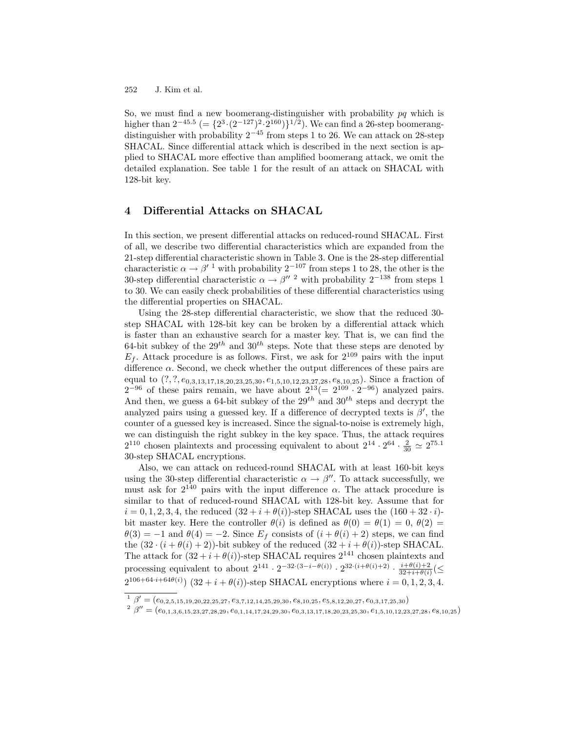So, we must find a new boomerang-distinguisher with probability $pq$ which is higher than $2^{-45.5}$ $(= \{2^3 \cdot (2^{-127})^2 \cdot 2^{160})\}^{1/2})$. We can find a 26-step boomerang-distinguisher with probability $2^{-45}$ from steps 1 to 26. We can attack on 28-step SHACAL. Since differential attack which is described in the next section is applied to SHACAL more effective than amplified boomerang attack, we omit the detailed explanation. See table 1 for the result of an attack on SHACAL with 128-bit key.

## 4 Differential Attacks on SHACAL

In this section, we present differential attacks on reduced-round SHACAL. First of all, we describe two differential characteristics which are expanded from the 21-step differential characteristic shown in Table 3. One is the 28-step differential characteristic $\alpha \rightarrow \beta'$ [1] with probability $2^{-107}$ from steps 1 to 28, the other is the 30-step differential characteristic $\alpha \rightarrow \beta''$ [2] with probability $2^{-138}$ from steps 1 to 30. We can easily check probabilities of these differential characteristics using the differential properties on SHACAL.

Using the 28-step differential characteristic, we show that the reduced 30-step SHACAL with 128-bit key can be broken by a differential attack which is faster than an exhaustive search for a master key. That is, we can find the 64-bit subkey of the $29^{th}$ and $30^{th}$ steps. Note that these steps are denoted by $E_f$. Attack procedure is as follows. First, we ask for $2^{109}$ pairs with the input difference $\alpha$. Second, we check whether the output differences of these pairs are equal to $(?, ?, e_{0,3,13,17,18,20,23,25,30}, e_{1,5,10,12,23,27,28}, e_{8,10,25})$. Since a fraction of $2^{-96}$ of these pairs remain, we have about $2^{13}(= 2^{109} \cdot 2^{-96})$ analyzed pairs. And then, we guess a 64-bit subkey of the $29^{th}$ and $30^{th}$ steps and decrypt the analyzed pairs using a guessed key. If a difference of decrypted texts is $\beta'$, the counter of a guessed key is increased. Since the signal-to-noise is extremely high, we can distinguish the right subkey in the key space. Thus, the attack requires $2^{110}$ chosen plaintexts and processing equivalent to about $2^{14} \cdot 2^{64} \cdot \frac{2}{30} \simeq 2^{75.1}$ 30-step SHACAL encryptions.

Also, we can attack on reduced-round SHACAL with at least 160-bit keys using the 30-step differential characteristic $\alpha \rightarrow \beta''$. To attack successfully, we must ask for $2^{140}$ pairs with the input difference $\alpha$. The attack procedure is similar to that of reduced-round SHACAL with 128-bit key. Assume that for $i = 0, 1, 2, 3, 4$, the reduced $(32 + i + \theta(i))$-step SHACAL uses the $(160 + 32 \cdot i)$-bit master key. Here the controller $\theta(i)$ is defined as $\theta(0) = \theta(1) = 0$, $\theta(2) = \theta(3) = -1$ and $\theta(4) = -2$. Since $E_f$ consists of $(i + \theta(i) + 2)$ steps, we can find the $(32 \cdot (i + \theta(i) + 2))$-bit subkey of the reduced $(32 + i + \theta(i))$-step SHACAL. The attack for $(32 + i + \theta(i))$-step SHACAL requires $2^{141}$ chosen plaintexts and processing equivalent to about $2^{141} \cdot 2^{-32 \cdot (3 - i - \theta(i))} \cdot 2^{32 \cdot (i + \theta(i) + 2)} \cdot \frac{i + \theta(i) + 2}{32 + i + \theta(i)} (\leq 2^{106 + 64 \cdot i + 64\theta(i)})$ $(32 + i + \theta(i))$-step SHACAL encryptions where $i = 0, 1, 2, 3, 4$.

---

[1] $\beta' = (e_{0,2,5,15,19,20,22,25,27}, e_{3,7,12,14,25,29,30}, e_{8,10,25}, e_{5,8,12,20,27}, e_{0,3,17,25,30})$

[2] $\beta'' = (e_{0,1,3,6,15,23,27,28,29}, e_{0,1,14,17,24,29,30}, e_{0,3,13,17,18,20,23,25,30}, e_{1,5,10,12,23,27,28}, e_{8,10,25})$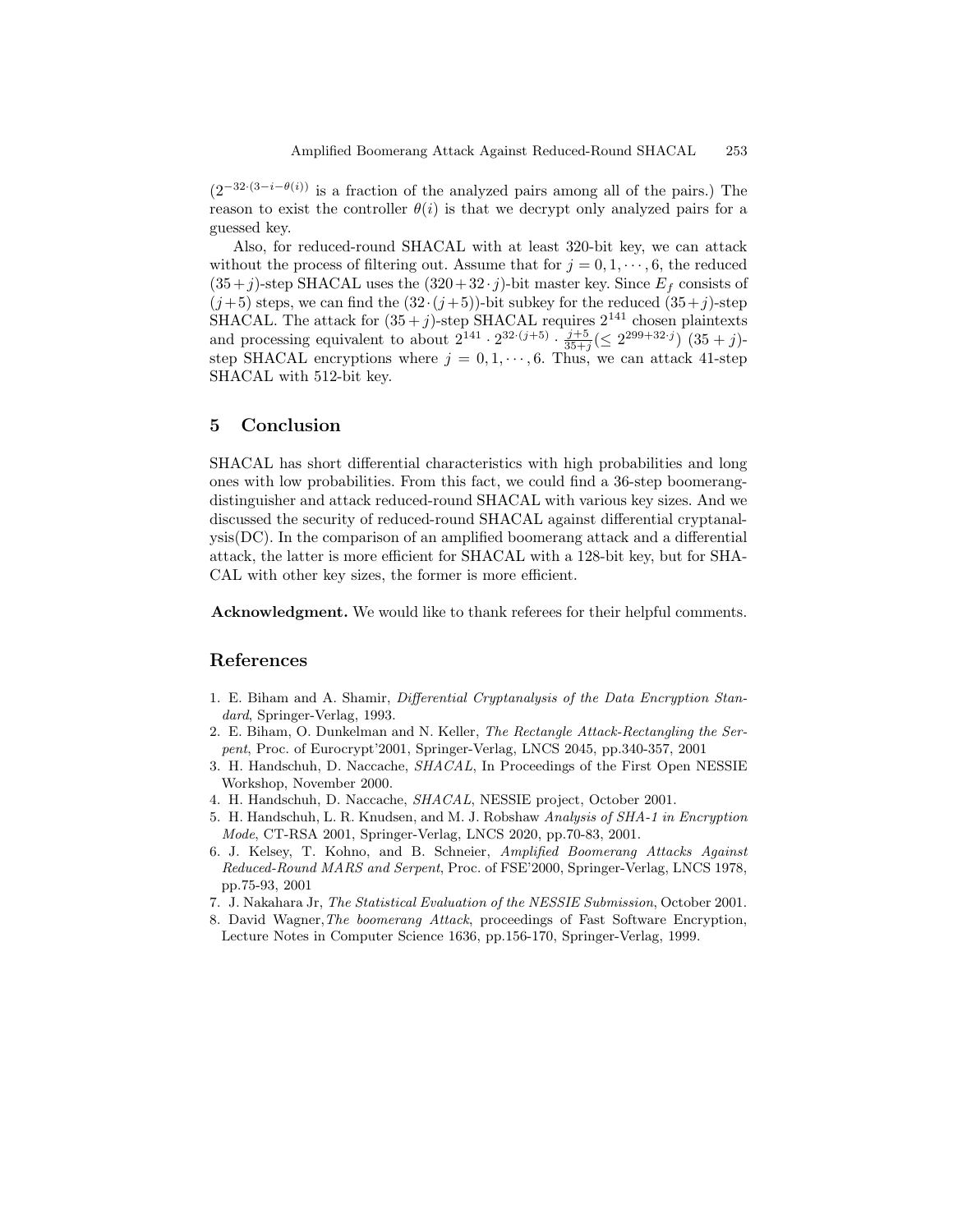$(2^{-32\cdot(3-i-\theta(i))}$ is a fraction of the analyzed pairs among all of the pairs.) The reason to exist the controller $\theta(i)$ is that we decrypt only analyzed pairs for a guessed key.

Also, for reduced-round SHACAL with at least 320-bit key, we can attack without the process of filtering out. Assume that for $j = 0, 1, \cdots, 6$, the reduced $(35+j)$-step SHACAL uses the $(320+32\cdot j)$-bit master key. Since $E_f$ consists of $(j+5)$ steps, we can find the $(32\cdot(j+5))$-bit subkey for the reduced $(35+j)$-step SHACAL. The attack for $(35+j)$-step SHACAL requires $2^{141}$ chosen plaintexts and processing equivalent to about $2^{141} \cdot 2^{32\cdot(j+5)} \cdot \frac{j+5}{35+j} (\leq 2^{299+32\cdot j})$ $(35+j)$-step SHACAL encryptions where $j = 0, 1, \cdots, 6$. Thus, we can attack 41-step SHACAL with 512-bit key.

## 5 Conclusion

SHACAL has short differential characteristics with high probabilities and long ones with low probabilities. From this fact, we could find a 36-step boomerang-distinguisher and attack reduced-round SHACAL with various key sizes. And we discussed the security of reduced-round SHACAL against differential cryptanalysis(DC). In the comparison of an amplified boomerang attack and a differential attack, the latter is more efficient for SHACAL with a 128-bit key, but for SHACAL with other key sizes, the former is more efficient.

**Acknowledgment.** We would like to thank referees for their helpful comments.

## References

1. E. Biham and A. Shamir, *Differential Cryptanalysis of the Data Encryption Standard*, Springer-Verlag, 1993.
2. E. Biham, O. Dunkelman and N. Keller, *The Rectangle Attack-Rectangling the Serpent*, Proc. of Eurocrypt'2001, Springer-Verlag, LNCS 2045, pp.340-357, 2001
3. H. Handschuh, D. Naccache, *SHACAL*, In Proceedings of the First Open NESSIE Workshop, November 2000.
4. H. Handschuh, D. Naccache, *SHACAL*, NESSIE project, October 2001.
5. H. Handschuh, L. R. Knudsen, and M. J. Robshaw *Analysis of SHA-1 in Encryption Mode*, CT-RSA 2001, Springer-Verlag, LNCS 2020, pp.70-83, 2001.
6. J. Kelsey, T. Kohno, and B. Schneier, *Amplified Boomerang Attacks Against Reduced-Round MARS and Serpent*, Proc. of FSE'2000, Springer-Verlag, LNCS 1978, pp.75-93, 2001
7. J. Nakahara Jr, *The Statistical Evaluation of the NESSIE Submission*, October 2001.
8. David Wagner, *The boomerang Attack*, proceedings of Fast Software Encryption, Lecture Notes in Computer Science 1636, pp.156-170, Springer-Verlag, 1999.